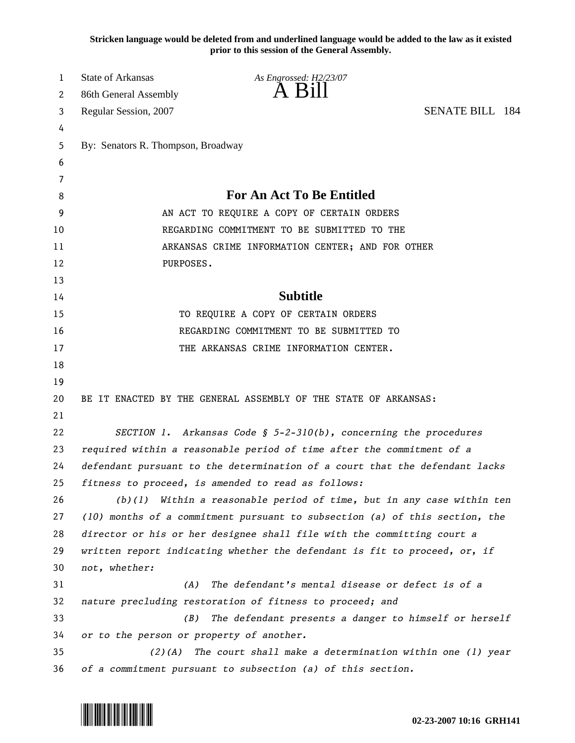**Stricken language would be deleted from and underlined language would be added to the law as it existed prior to this session of the General Assembly.**

State of Arkansas
86th General Assembly
Regular Session, 2007

*As Engrossed: H2/23/07*

# A Bill

SENATE BILL 184

By: Senators R. Thompson, Broadway

## For An Act To Be Entitled

AN ACT TO REQUIRE A COPY OF CERTAIN ORDERS REGARDING COMMITMENT TO BE SUBMITTED TO THE ARKANSAS CRIME INFORMATION CENTER; AND FOR OTHER PURPOSES.

## Subtitle

TO REQUIRE A COPY OF CERTAIN ORDERS REGARDING COMMITMENT TO BE SUBMITTED TO THE ARKANSAS CRIME INFORMATION CENTER.

BE IT ENACTED BY THE GENERAL ASSEMBLY OF THE STATE OF ARKANSAS:

*SECTION 1. Arkansas Code § 5-2-310(b), concerning the procedures required within a reasonable period of time after the commitment of a defendant pursuant to the determination of a court that the defendant lacks fitness to proceed, is amended to read as follows:*

*(b)(1) Within a reasonable period of time, but in any case within ten (10) months of a commitment pursuant to subsection (a) of this section, the director or his or her designee shall file with the committing court a written report indicating whether the defendant is fit to proceed, or, if not, whether:*

*(A) The defendant's mental disease or defect is of a nature precluding restoration of fitness to proceed; and*

*(B) The defendant presents a danger to himself or herself or to the person or property of another.*

*(2)(A) The court shall make a determination within one (1) year of a commitment pursuant to subsection (a) of this section.*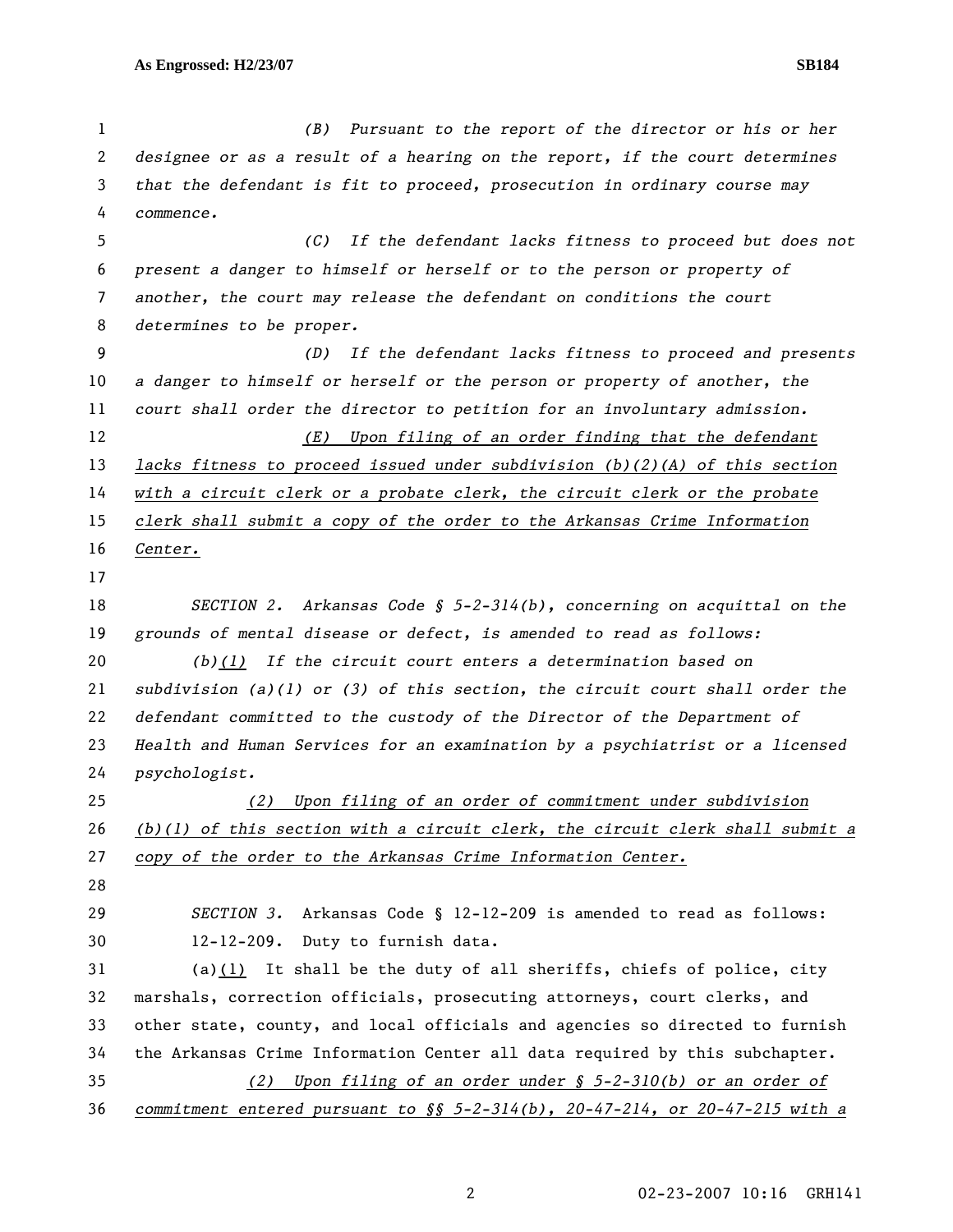*(B) Pursuant to the report of the director or his or her designee or as a result of a hearing on the report, if the court determines that the defendant is fit to proceed, prosecution in ordinary course may commence.*

*(C) If the defendant lacks fitness to proceed but does not present a danger to himself or herself or to the person or property of another, the court may release the defendant on conditions the court determines to be proper.*

*(D) If the defendant lacks fitness to proceed and presents a danger to himself or herself or the person or property of another, the court shall order the director to petition for an involuntary admission.*

*<u>(E) Upon filing of an order finding that the defendant lacks fitness to proceed issued under subdivision (b)(2)(A) of this section with a circuit clerk or a probate clerk, the circuit clerk or the probate clerk shall submit a copy of the order to the Arkansas Crime Information Center.</u>*

*SECTION 2. Arkansas Code § 5-2-314(b), concerning on acquittal on the grounds of mental disease or defect, is amended to read as follows:*

*(b)<u>(1)</u> If the circuit court enters a determination based on subdivision (a)(1) or (3) of this section, the circuit court shall order the defendant committed to the custody of the Director of the Department of Health and Human Services for an examination by a psychiatrist or a licensed psychologist.*

*<u>(2) Upon filing of an order of commitment under subdivision (b)(1) of this section with a circuit clerk, the circuit clerk shall submit a copy of the order to the Arkansas Crime Information Center.</u>*

*SECTION 3.* Arkansas Code § 12-12-209 is amended to read as follows:

12-12-209. Duty to furnish data.

(a)<u>(1)</u> It shall be the duty of all sheriffs, chiefs of police, city marshals, correction officials, prosecuting attorneys, court clerks, and other state, county, and local officials and agencies so directed to furnish the Arkansas Crime Information Center all data required by this subchapter.

*<u>(2) Upon filing of an order under § 5-2-310(b) or an order of commitment entered pursuant to §§ 5-2-314(b), 20-47-214, or 20-47-215 with a</u>*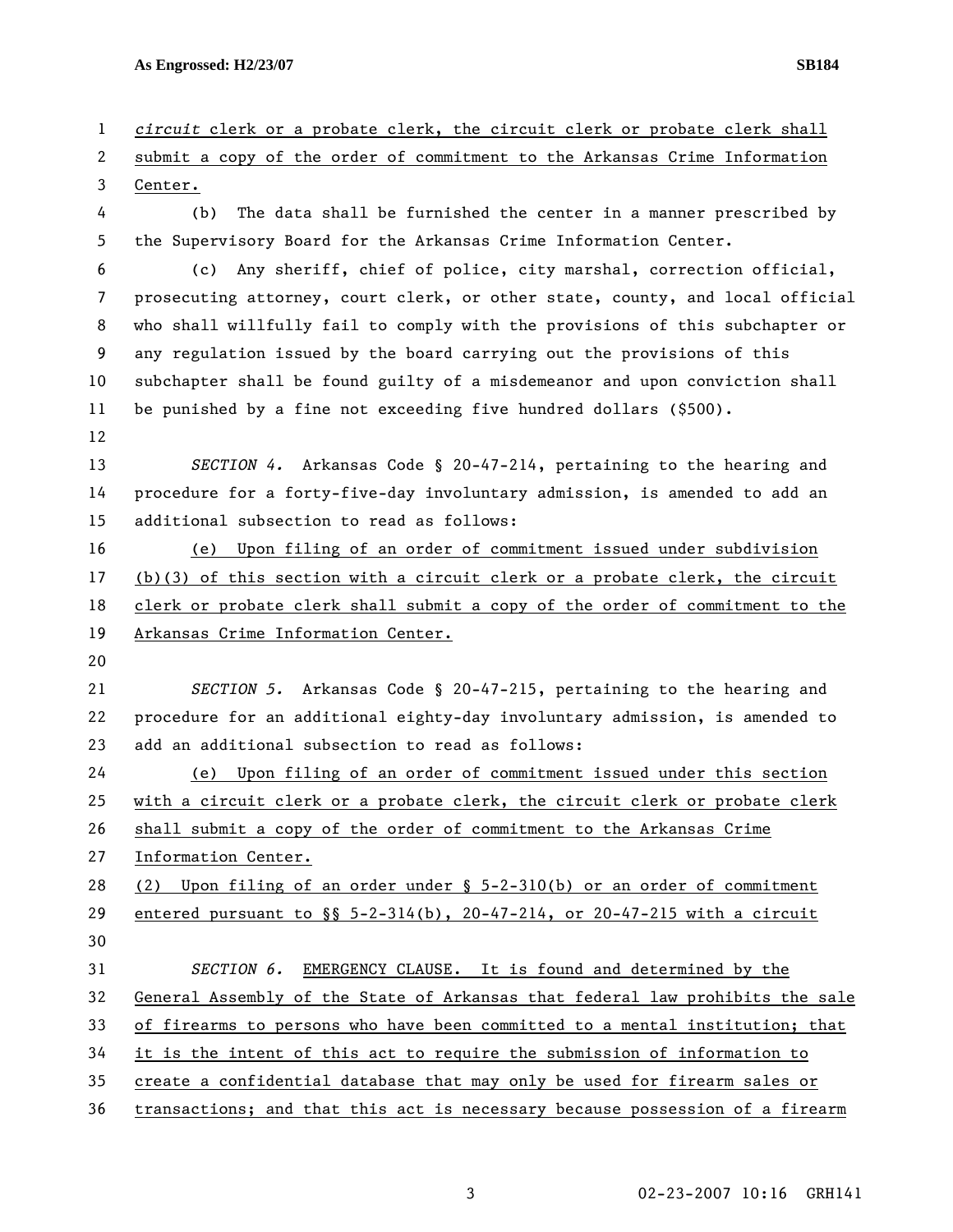*circuit* clerk or a probate clerk, the circuit clerk or probate clerk shall submit a copy of the order of commitment to the Arkansas Crime Information Center.

(b) The data shall be furnished the center in a manner prescribed by the Supervisory Board for the Arkansas Crime Information Center.

(c) Any sheriff, chief of police, city marshal, correction official, prosecuting attorney, court clerk, or other state, county, and local official who shall willfully fail to comply with the provisions of this subchapter or any regulation issued by the board carrying out the provisions of this subchapter shall be found guilty of a misdemeanor and upon conviction shall be punished by a fine not exceeding five hundred dollars ($500).

*SECTION 4.* Arkansas Code § 20-47-214, pertaining to the hearing and procedure for a forty-five-day involuntary admission, is amended to add an additional subsection to read as follows:

(e) Upon filing of an order of commitment issued under subdivision (b)(3) of this section with a circuit clerk or a probate clerk, the circuit clerk or probate clerk shall submit a copy of the order of commitment to the Arkansas Crime Information Center.

*SECTION 5.* Arkansas Code § 20-47-215, pertaining to the hearing and procedure for an additional eighty-day involuntary admission, is amended to add an additional subsection to read as follows:

(e) Upon filing of an order of commitment issued under this section with a circuit clerk or a probate clerk, the circuit clerk or probate clerk shall submit a copy of the order of commitment to the Arkansas Crime Information Center.

(2) Upon filing of an order under § 5-2-310(b) or an order of commitment entered pursuant to §§ 5-2-314(b), 20-47-214, or 20-47-215 with a circuit

*SECTION 6.* EMERGENCY CLAUSE. It is found and determined by the General Assembly of the State of Arkansas that federal law prohibits the sale of firearms to persons who have been committed to a mental institution; that it is the intent of this act to require the submission of information to create a confidential database that may only be used for firearm sales or transactions; and that this act is necessary because possession of a firearm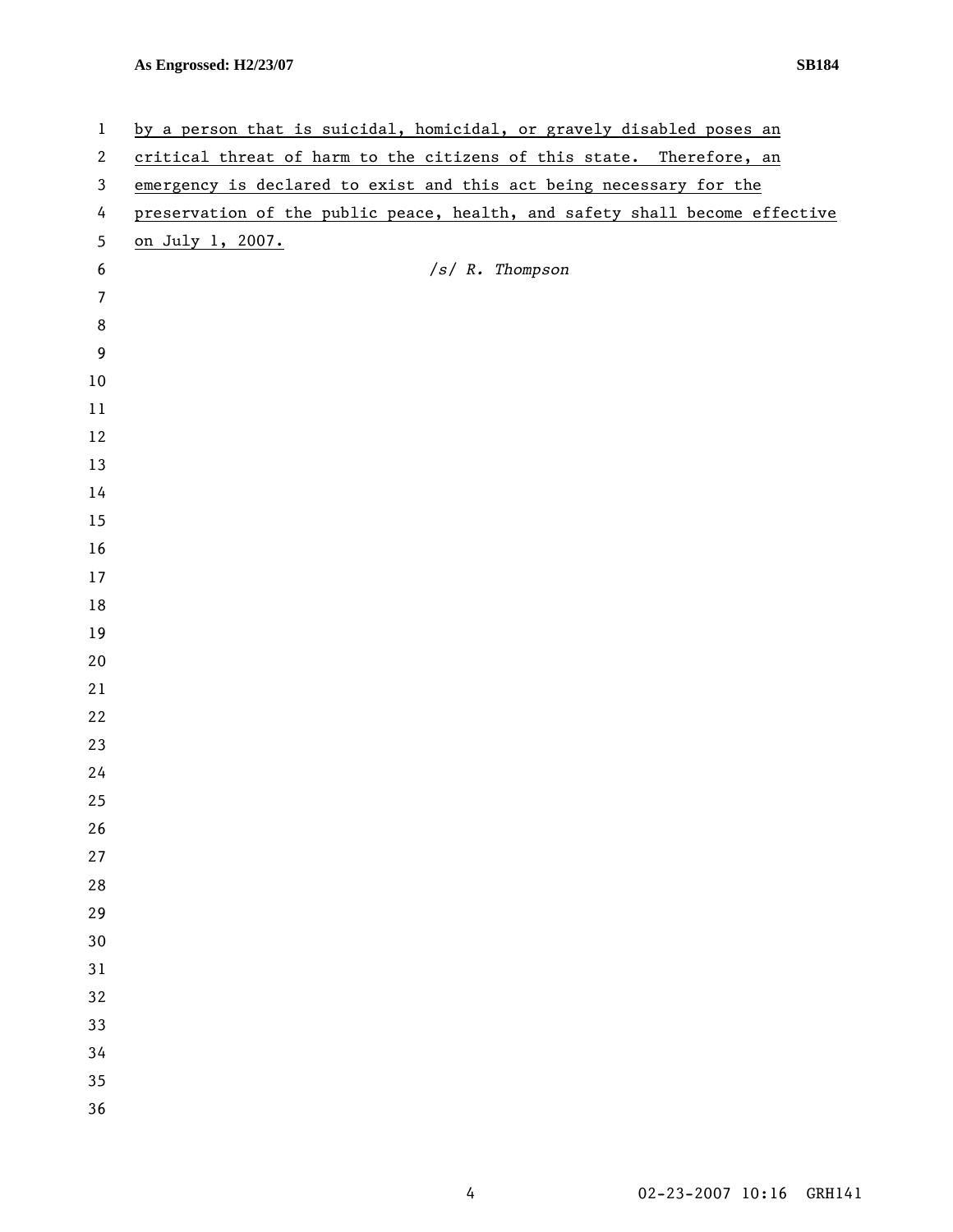by a person that is suicidal, homicidal, or gravely disabled poses an critical threat of harm to the citizens of this state. Therefore, an emergency is declared to exist and this act being necessary for the preservation of the public peace, health, and safety shall become effective on July 1, 2007.

*/s/ R. Thompson*